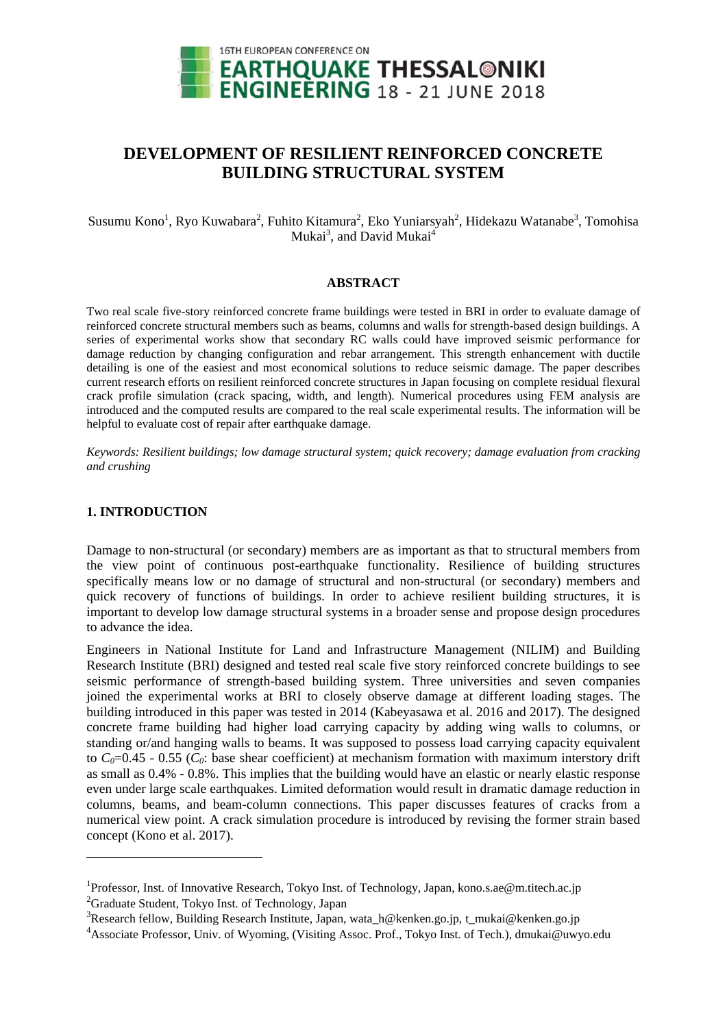# DEVELOPMENT OF RESILIENT REINFORCED CONCRETE BUILDING STRUCTURAL SYSTEM

Susumu Kono[1], Ryo Kuwabara[2], Fuhito Kitamura[2], Eko Yuniarsyah[2], Hidekazu Watanabe[3], Tomohisa Mukai[3], and David Mukai[4]

## ABSTRACT

Two real scale five-story reinforced concrete frame buildings were tested in BRI in order to evaluate damage of reinforced concrete structural members such as beams, columns and walls for strength-based design buildings. A series of experimental works show that secondary RC walls could have improved seismic performance for damage reduction by changing configuration and rebar arrangement. This strength enhancement with ductile detailing is one of the easiest and most economical solutions to reduce seismic damage. The paper describes current research efforts on resilient reinforced concrete structures in Japan focusing on complete residual flexural crack profile simulation (crack spacing, width, and length). Numerical procedures using FEM analysis are introduced and the computed results are compared to the real scale experimental results. The information will be helpful to evaluate cost of repair after earthquake damage.

*Keywords: Resilient buildings; low damage structural system; quick recovery; damage evaluation from cracking and crushing*

## 1. INTRODUCTION

Damage to non-structural (or secondary) members are as important as that to structural members from the view point of continuous post-earthquake functionality. Resilience of building structures specifically means low or no damage of structural and non-structural (or secondary) members and quick recovery of functions of buildings. In order to achieve resilient building structures, it is important to develop low damage structural systems in a broader sense and propose design procedures to advance the idea.

Engineers in National Institute for Land and Infrastructure Management (NILIM) and Building Research Institute (BRI) designed and tested real scale five story reinforced concrete buildings to see seismic performance of strength-based building system. Three universities and seven companies joined the experimental works at BRI to closely observe damage at different loading stages. The building introduced in this paper was tested in 2014 (Kabeyasawa et al. 2016 and 2017). The designed concrete frame building had higher load carrying capacity by adding wing walls to columns, or standing or/and hanging walls to beams. It was supposed to possess load carrying capacity equivalent to $C_0$=0.45 - 0.55 ($C_0$: base shear coefficient) at mechanism formation with maximum interstory drift as small as 0.4% - 0.8%. This implies that the building would have an elastic or nearly elastic response even under large scale earthquakes. Limited deformation would result in dramatic damage reduction in columns, beams, and beam-column connections. This paper discusses features of cracks from a numerical view point. A crack simulation procedure is introduced by revising the former strain based concept (Kono et al. 2017).

---

[1]Professor, Inst. of Innovative Research, Tokyo Inst. of Technology, Japan, kono.s.ae@m.titech.ac.jp

[2]Graduate Student, Tokyo Inst. of Technology, Japan

[3]Research fellow, Building Research Institute, Japan, wata_h@kenken.go.jp, t_mukai@kenken.go.jp

[4]Associate Professor, Univ. of Wyoming, (Visiting Assoc. Prof., Tokyo Inst. of Tech.), dmukai@uwyo.edu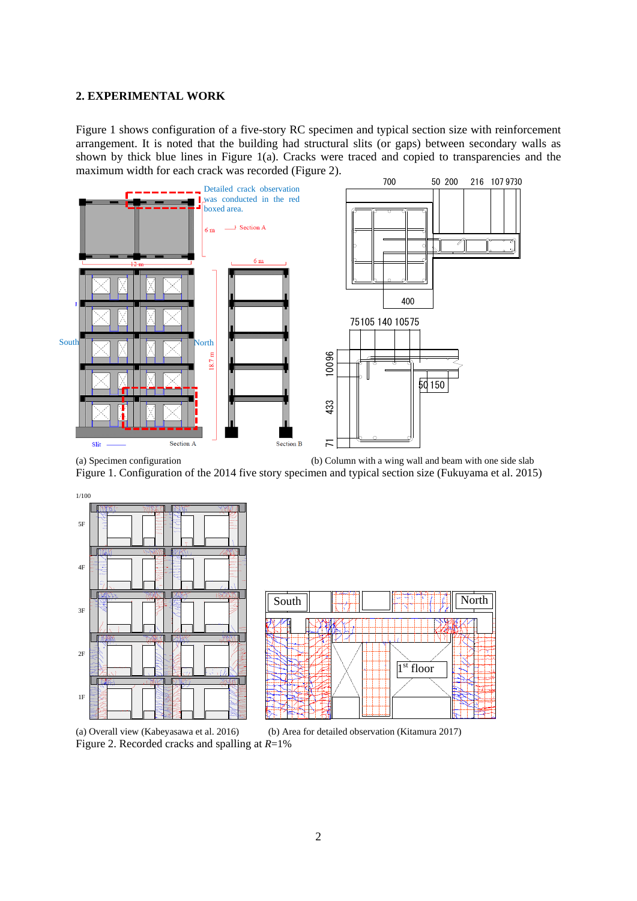## 2. EXPERIMENTAL WORK

Figure 1 shows configuration of a five-story RC specimen and typical section size with reinforcement arrangement. It is noted that the building had structural slits (or gaps) between secondary walls as shown by thick blue lines in Figure 1(a). Cracks were traced and copied to transparencies and the maximum width for each crack was recorded (Figure 2).

(a) Specimen configuration (b) Column with a wing wall and beam with one side slab

Figure 1. Configuration of the 2014 five story specimen and typical section size (Fukuyama et al. 2015)

(a) Overall view (Kabeyasawa et al. 2016) (b) Area for detailed observation (Kitamura 2017)

Figure 2. Recorded cracks and spalling at $R$=1%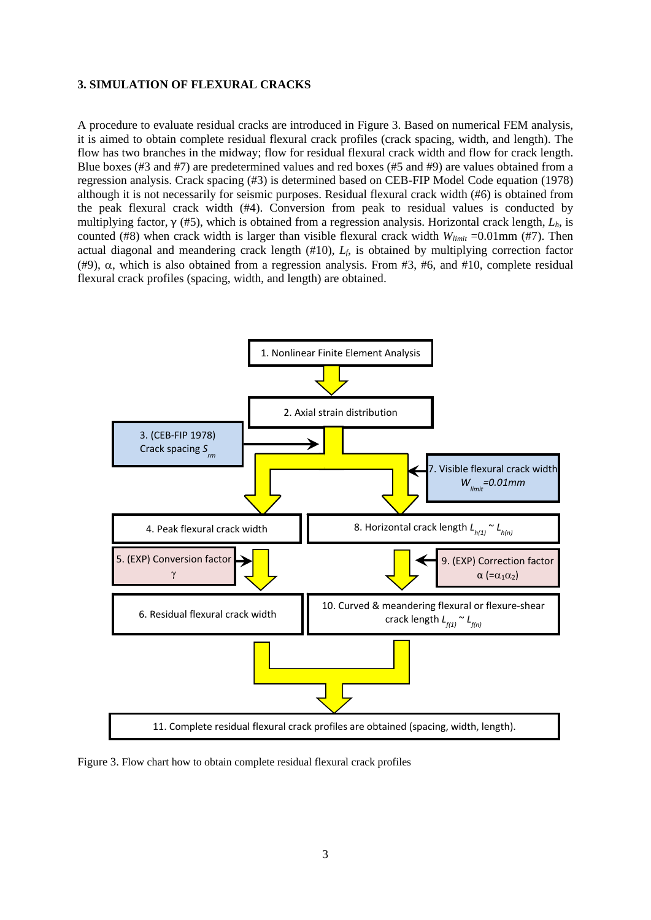### 3. SIMULATION OF FLEXURAL CRACKS

A procedure to evaluate residual cracks are introduced in Figure 3. Based on numerical FEM analysis, it is aimed to obtain complete residual flexural crack profiles (crack spacing, width, and length). The flow has two branches in the midway; flow for residual flexural crack width and flow for crack length. Blue boxes (#3 and #7) are predetermined values and red boxes (#5 and #9) are values obtained from a regression analysis. Crack spacing (#3) is determined based on CEB-FIP Model Code equation (1978) although it is not necessarily for seismic purposes. Residual flexural crack width (#6) is obtained from the peak flexural crack width (#4). Conversion from peak to residual values is conducted by multiplying factor, $\gamma$ (#5), which is obtained from a regression analysis. Horizontal crack length, $L_h$, is counted (#8) when crack width is larger than visible flexural crack width $W_{limit}$ =0.01mm (#7). Then actual diagonal and meandering crack length (#10), $L_f$, is obtained by multiplying correction factor (#9), $\alpha$, which is also obtained from a regression analysis. From #3, #6, and #10, complete residual flexural crack profiles (spacing, width, and length) are obtained.

1. Nonlinear Finite Element Analysis

2. Axial strain distribution

3. (CEB-FIP 1978) Crack spacing $S_{rm}$

7. Visible flexural crack width $W_{limit}$=0.01mm

4. Peak flexural crack width

8. Horizontal crack length $L_{h(1)}$ ~ $L_{h(n)}$

5. (EXP) Conversion factor $\gamma$

9. (EXP) Correction factor $\alpha$ (=$\alpha_1\alpha_2$)

6. Residual flexural crack width

10. Curved & meandering flexural or flexure-shear crack length $L_{f(1)}$ ~ $L_{f(n)}$

11. Complete residual flexural crack profiles are obtained (spacing, width, length).

Figure 3. Flow chart how to obtain complete residual flexural crack profiles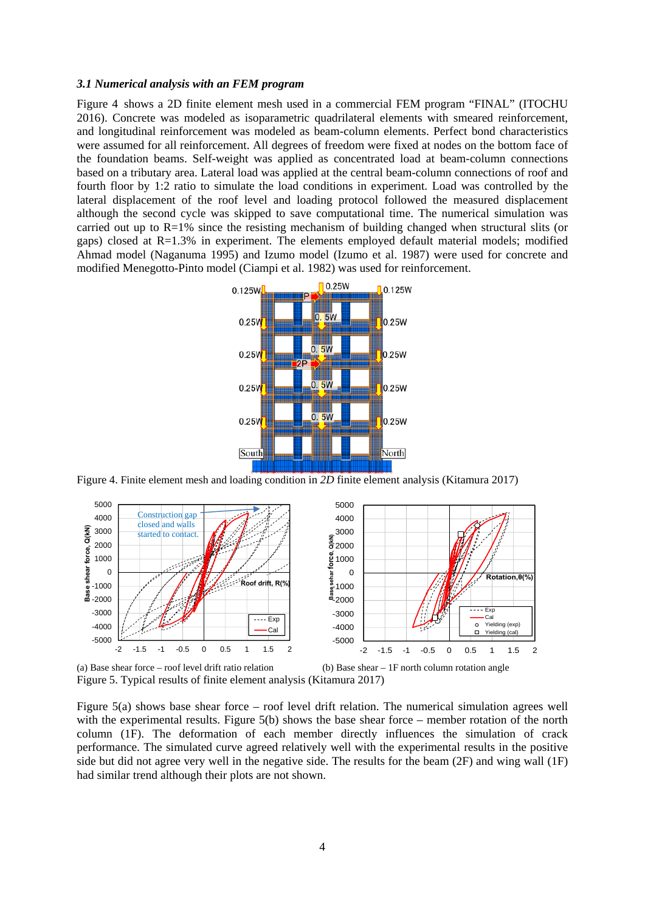### *3.1 Numerical analysis with an FEM program*

Figure 4 shows a 2D finite element mesh used in a commercial FEM program "FINAL" (ITOCHU 2016). Concrete was modeled as isoparametric quadrilateral elements with smeared reinforcement, and longitudinal reinforcement was modeled as beam-column elements. Perfect bond characteristics were assumed for all reinforcement. All degrees of freedom were fixed at nodes on the bottom face of the foundation beams. Self-weight was applied as concentrated load at beam-column connections based on a tributary area. Lateral load was applied at the central beam-column connections of roof and fourth floor by 1:2 ratio to simulate the load conditions in experiment. Load was controlled by the lateral displacement of the roof level and loading protocol followed the measured displacement although the second cycle was skipped to save computational time. The numerical simulation was carried out up to R=1% since the resisting mechanism of building changed when structural slits (or gaps) closed at R=1.3% in experiment. The elements employed default material models; modified Ahmad model (Naganuma 1995) and Izumo model (Izumo et al. 1987) were used for concrete and modified Menegotto-Pinto model (Ciampi et al. 1982) was used for reinforcement.

Figure 4. Finite element mesh and loading condition in *2D* finite element analysis (Kitamura 2017)

(a) Base shear force – roof level drift ratio relation

(b) Base shear – 1F north column rotation angle

Figure 5. Typical results of finite element analysis (Kitamura 2017)

Figure 5(a) shows base shear force – roof level drift relation. The numerical simulation agrees well with the experimental results. Figure 5(b) shows the base shear force – member rotation of the north column (1F). The deformation of each member directly influences the simulation of crack performance. The simulated curve agreed relatively well with the experimental results in the positive side but did not agree very well in the negative side. The results for the beam (2F) and wing wall (1F) had similar trend although their plots are not shown.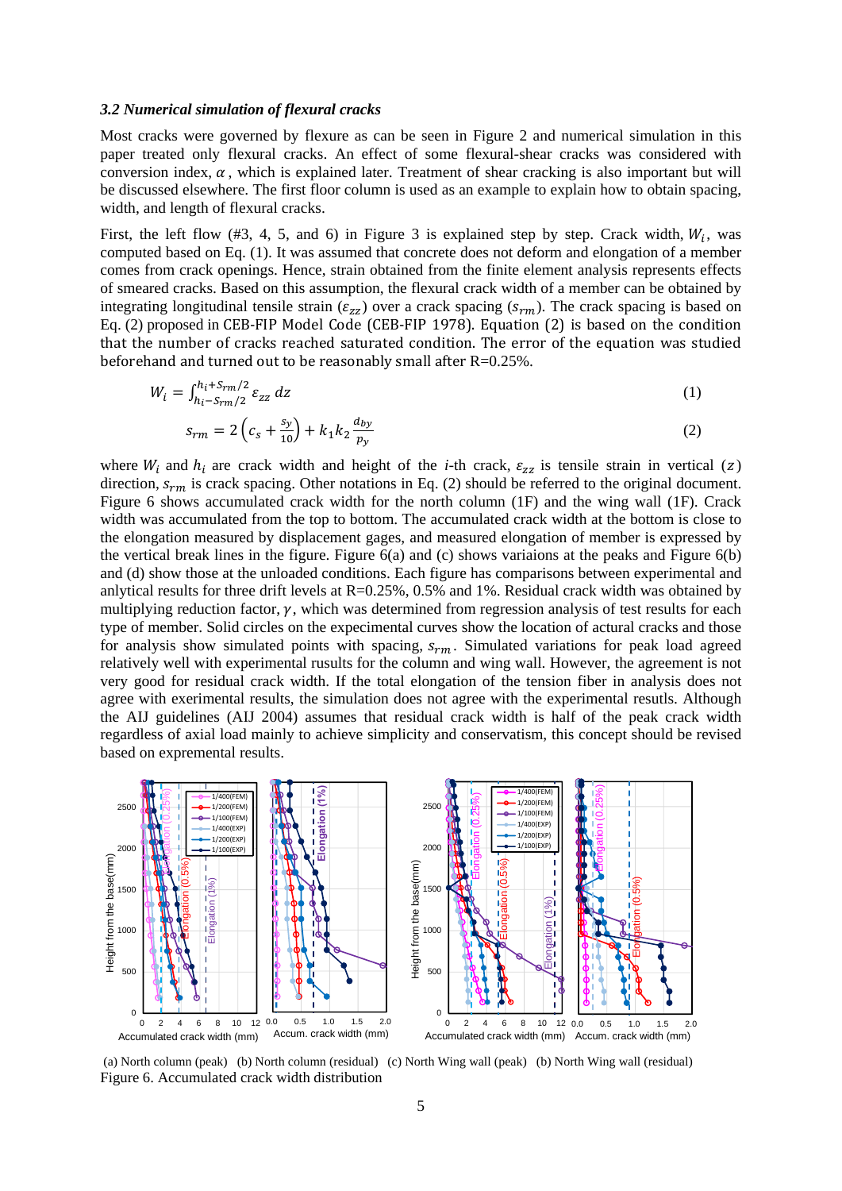### *3.2 Numerical simulation of flexural cracks*

Most cracks were governed by flexure as can be seen in Figure 2 and numerical simulation in this paper treated only flexural cracks. An effect of some flexural-shear cracks was considered with conversion index, $\alpha$, which is explained later. Treatment of shear cracking is also important but will be discussed elsewhere. The first floor column is used as an example to explain how to obtain spacing, width, and length of flexural cracks.

First, the left flow (#3, 4, 5, and 6) in Figure 3 is explained step by step. Crack width, $W_i$, was computed based on Eq. (1). It was assumed that concrete does not deform and elongation of a member comes from crack openings. Hence, strain obtained from the finite element analysis represents effects of smeared cracks. Based on this assumption, the flexural crack width of a member can be obtained by integrating longitudinal tensile strain ($\varepsilon_{zz}$) over a crack spacing ($s_{rm}$). The crack spacing is based on Eq. (2) proposed in CEB-FIP Model Code (CEB-FIP 1978). Equation (2) is based on the condition that the number of cracks reached saturated condition. The error of the equation was studied beforehand and turned out to be reasonably small after R=0.25%.

$$W_i = \int_{h_i - s_{rm}/2}^{h_i + s_{rm}/2} \varepsilon_{zz} \, dz \qquad (1)$$

$$s_{rm} = 2\left(c_s + \frac{s_y}{10}\right) + k_1 k_2 \frac{d_{by}}{p_y} \qquad (2)$$

where $W_i$ and $h_i$ are crack width and height of the *i*-th crack, $\varepsilon_{zz}$ is tensile strain in vertical ($z$) direction, $s_{rm}$ is crack spacing. Other notations in Eq. (2) should be referred to the original document. Figure 6 shows accumulated crack width for the north column (1F) and the wing wall (1F). Crack width was accumulated from the top to bottom. The accumulated crack width at the bottom is close to the elongation measured by displacement gages, and measured elongation of member is expressed by the vertical break lines in the figure. Figure 6(a) and (c) shows variaions at the peaks and Figure 6(b) and (d) show those at the unloaded conditions. Each figure has comparisons between experimental and anlytical results for three drift levels at R=0.25%, 0.5% and 1%. Residual crack width was obtained by multiplying reduction factor, $\gamma$, which was determined from regression analysis of test results for each type of member. Solid circles on the expecimental curves show the location of actural cracks and those for analysis show simulated points with spacing, $s_{rm}$. Simulated variations for peak load agreed relatively well with experimental rusults for the column and wing wall. However, the agreement is not very good for residual crack width. If the total elongation of the tension fiber in analysis does not agree with exerimental results, the simulation does not agree with the experimental resutls. Although the AIJ guidelines (AIJ 2004) assumes that residual crack width is half of the peak crack width regardless of axial load mainly to achieve simplicity and conservatism, this concept should be revised based on expremental results.

(a) North column (peak) (b) North column (residual) (c) North Wing wall (peak) (b) North Wing wall (residual)

Figure 6. Accumulated crack width distribution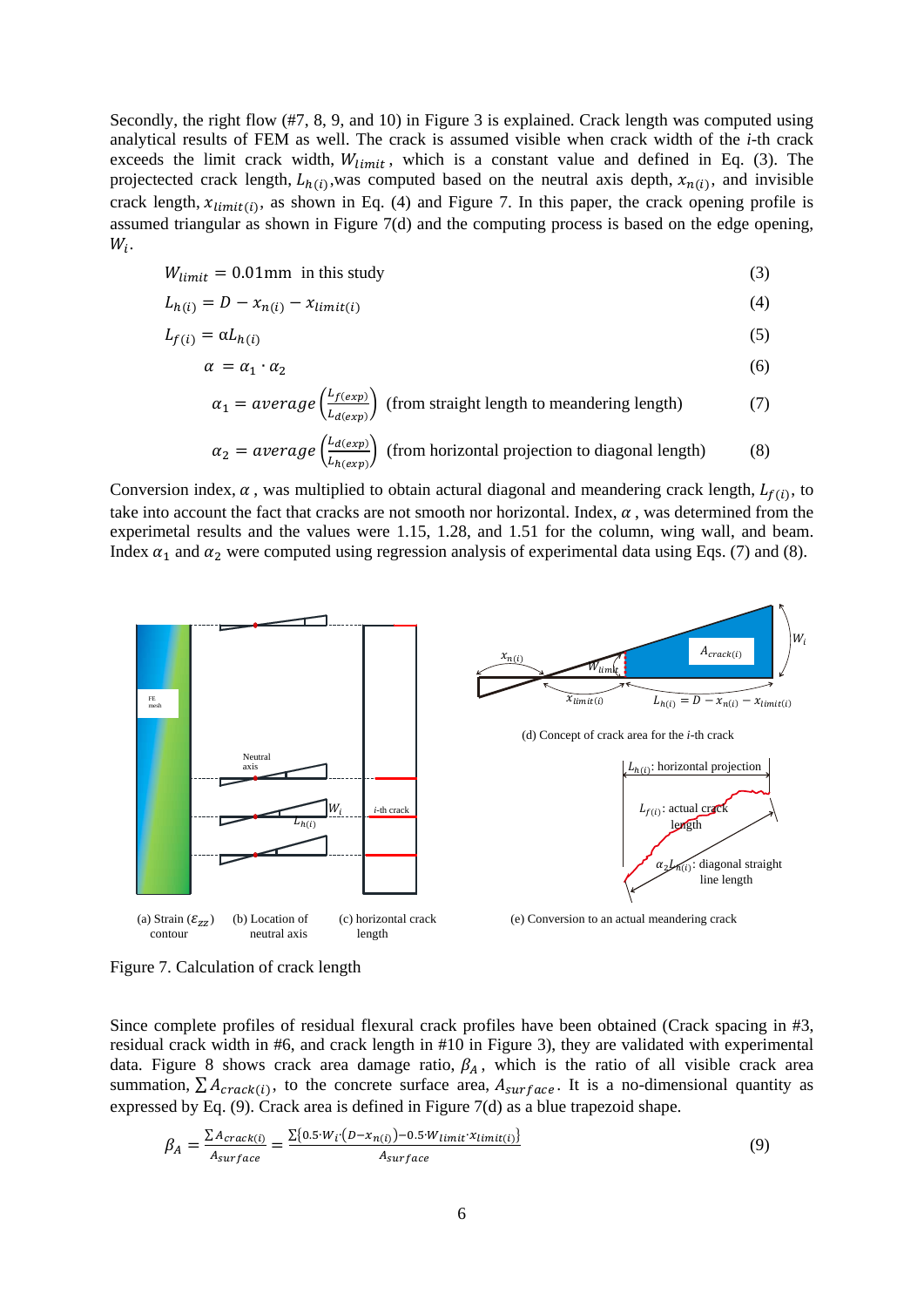Secondly, the right flow (#7, 8, 9, and 10) in Figure 3 is explained. Crack length was computed using analytical results of FEM as well. The crack is assumed visible when crack width of the *i*-th crack exceeds the limit crack width, $W_{limit}$, which is a constant value and defined in Eq. (3). The projectected crack length, $L_{h(i)}$, was computed based on the neutral axis depth, $x_{n(i)}$, and invisible crack length, $x_{limit(i)}$, as shown in Eq. (4) and Figure 7. In this paper, the crack opening profile is assumed triangular as shown in Figure 7(d) and the computing process is based on the edge opening, $W_i$.

$$W_{limit} = 0.01\text{mm} \quad \text{in this study} \tag{3}$$

$$L_{h(i)} = D - x_{n(i)} - x_{limit(i)} \tag{4}$$

$$L_{f(i)} = \alpha L_{h(i)} \tag{5}$$

$$\alpha = \alpha_1 \cdot \alpha_2 \tag{6}$$

$$\alpha_1 = average\left(\frac{L_{f(exp)}}{L_{d(exp)}}\right) \text{ (from straight length to meandering length)} \tag{7}$$

$$\alpha_2 = average\left(\frac{L_{d(exp)}}{L_{h(exp)}}\right) \text{ (from horizontal projection to diagonal length)} \tag{8}$$

Conversion index, $\alpha$, was multiplied to obtain actural diagonal and meandering crack length, $L_{f(i)}$, to take into account the fact that cracks are not smooth nor horizontal. Index, $\alpha$, was determined from the experimetal results and the values were 1.15, 1.28, and 1.51 for the column, wing wall, and beam. Index $\alpha_1$ and $\alpha_2$ were computed using regression analysis of experimental data using Eqs. (7) and (8).

(a) Strain ($\varepsilon_{zz}$) contour (b) Location of neutral axis (c) horizontal crack length (d) Concept of crack area for the *i*-th crack (e) Conversion to an actual meandering crack

Figure 7. Calculation of crack length

Since complete profiles of residual flexural crack profiles have been obtained (Crack spacing in #3, residual crack width in #6, and crack length in #10 in Figure 3), they are validated with experimental data. Figure 8 shows crack area damage ratio, $\beta_A$, which is the ratio of all visible crack area summation, $\sum A_{crack(i)}$, to the concrete surface area, $A_{surface}$. It is a no-dimensional quantity as expressed by Eq. (9). Crack area is defined in Figure 7(d) as a blue trapezoid shape.

$$\beta_A = \frac{\sum A_{crack(i)}}{A_{surface}} = \frac{\sum\{0.5 \cdot W_i \cdot (D - x_{n(i)}) - 0.5 \cdot W_{limit} \cdot x_{limit(i)}\}}{A_{surface}} \tag{9}$$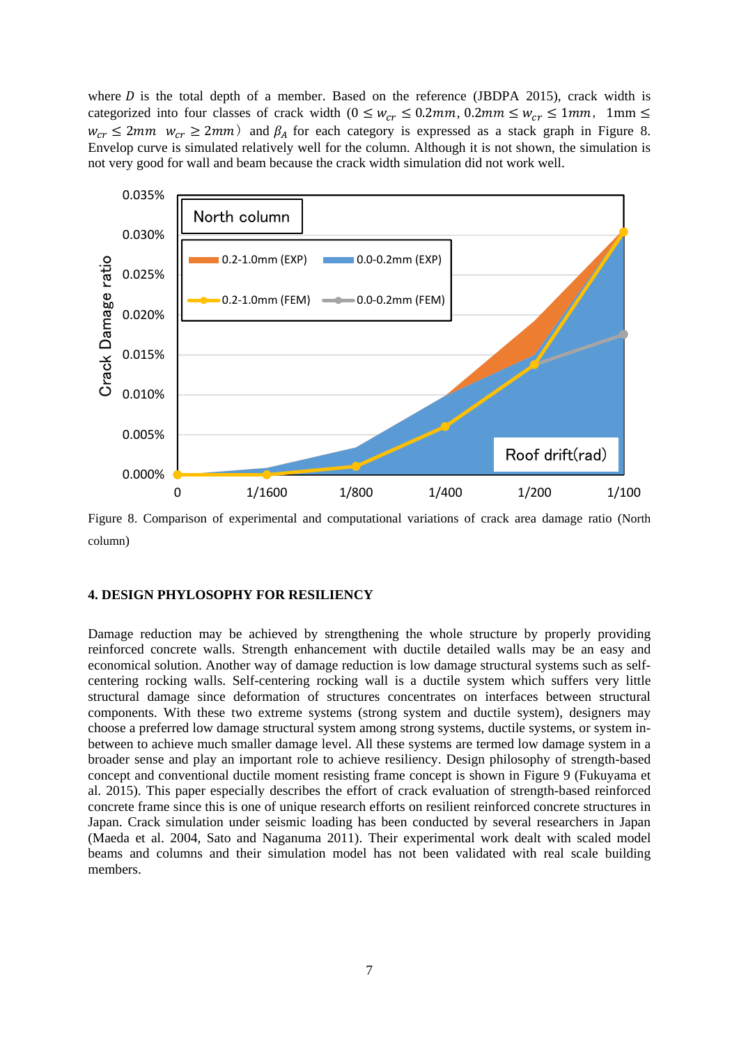where $D$ is the total depth of a member. Based on the reference (JBDPA 2015), crack width is categorized into four classes of crack width ($0 \leq w_{cr} \leq 0.2mm$, $0.2mm \leq w_{cr} \leq 1mm$, $1\text{mm} \leq w_{cr} \leq 2mm$ $w_{cr} \geq 2mm$) and $\beta_A$ for each category is expressed as a stack graph in Figure 8. Envelop curve is simulated relatively well for the column. Although it is not shown, the simulation is not very good for wall and beam because the crack width simulation did not work well.

Figure 8. Comparison of experimental and computational variations of crack area damage ratio (North column)

## 4. DESIGN PHYLOSOPHY FOR RESILIENCY

Damage reduction may be achieved by strengthening the whole structure by properly providing reinforced concrete walls. Strength enhancement with ductile detailed walls may be an easy and economical solution. Another way of damage reduction is low damage structural systems such as self-centering rocking walls. Self-centering rocking wall is a ductile system which suffers very little structural damage since deformation of structures concentrates on interfaces between structural components. With these two extreme systems (strong system and ductile system), designers may choose a preferred low damage structural system among strong systems, ductile systems, or system in-between to achieve much smaller damage level. All these systems are termed low damage system in a broader sense and play an important role to achieve resiliency. Design philosophy of strength-based concept and conventional ductile moment resisting frame concept is shown in Figure 9 (Fukuyama et al. 2015). This paper especially describes the effort of crack evaluation of strength-based reinforced concrete frame since this is one of unique research efforts on resilient reinforced concrete structures in Japan. Crack simulation under seismic loading has been conducted by several researchers in Japan (Maeda et al. 2004, Sato and Naganuma 2011). Their experimental work dealt with scaled model beams and columns and their simulation model has not been validated with real scale building members.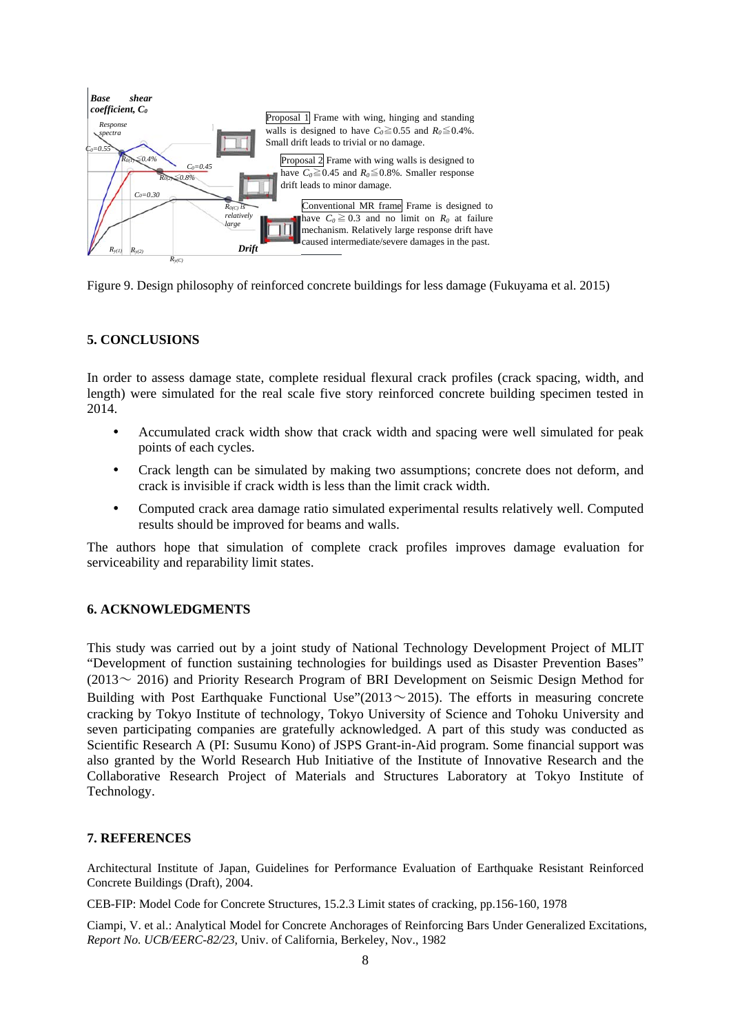Figure 9. Design philosophy of reinforced concrete buildings for less damage (Fukuyama et al. 2015)

## 5. CONCLUSIONS

In order to assess damage state, complete residual flexural crack profiles (crack spacing, width, and length) were simulated for the real scale five story reinforced concrete building specimen tested in 2014.

- Accumulated crack width show that crack width and spacing were well simulated for peak points of each cycles.
- Crack length can be simulated by making two assumptions; concrete does not deform, and crack is invisible if crack width is less than the limit crack width.
- Computed crack area damage ratio simulated experimental results relatively well. Computed results should be improved for beams and walls.

The authors hope that simulation of complete crack profiles improves damage evaluation for serviceability and reparability limit states.

## 6. ACKNOWLEDGMENTS

This study was carried out by a joint study of National Technology Development Project of MLIT “Development of function sustaining technologies for buildings used as Disaster Prevention Bases” (2013～ 2016) and Priority Research Program of BRI Development on Seismic Design Method for Building with Post Earthquake Functional Use”(2013～2015). The efforts in measuring concrete cracking by Tokyo Institute of technology, Tokyo University of Science and Tohoku University and seven participating companies are gratefully acknowledged. A part of this study was conducted as Scientific Research A (PI: Susumu Kono) of JSPS Grant-in-Aid program. Some financial support was also granted by the World Research Hub Initiative of the Institute of Innovative Research and the Collaborative Research Project of Materials and Structures Laboratory at Tokyo Institute of Technology.

## 7. REFERENCES

Architectural Institute of Japan, Guidelines for Performance Evaluation of Earthquake Resistant Reinforced Concrete Buildings (Draft), 2004.

CEB-FIP: Model Code for Concrete Structures, 15.2.3 Limit states of cracking, pp.156-160, 1978

Ciampi, V. et al.: Analytical Model for Concrete Anchorages of Reinforcing Bars Under Generalized Excitations, *Report No. UCB/EERC-82/23*, Univ. of California, Berkeley, Nov., 1982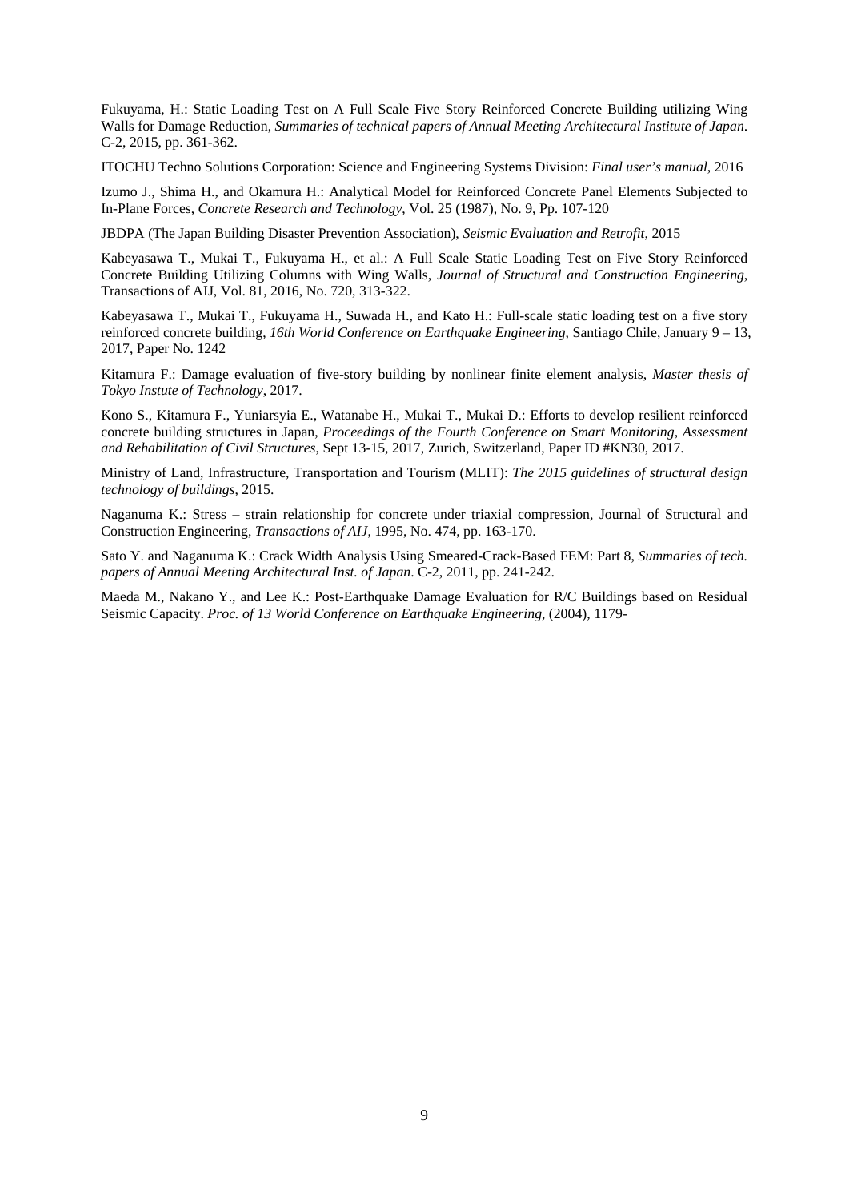Fukuyama, H.: Static Loading Test on A Full Scale Five Story Reinforced Concrete Building utilizing Wing Walls for Damage Reduction, *Summaries of technical papers of Annual Meeting Architectural Institute of Japan*. C-2, 2015, pp. 361-362.

ITOCHU Techno Solutions Corporation: Science and Engineering Systems Division: *Final user's manual*, 2016

Izumo J., Shima H., and Okamura H.: Analytical Model for Reinforced Concrete Panel Elements Subjected to In-Plane Forces, *Concrete Research and Technology*, Vol. 25 (1987), No. 9, Pp. 107-120

JBDPA (The Japan Building Disaster Prevention Association), *Seismic Evaluation and Retrofit*, 2015

Kabeyasawa T., Mukai T., Fukuyama H., et al.: A Full Scale Static Loading Test on Five Story Reinforced Concrete Building Utilizing Columns with Wing Walls, *Journal of Structural and Construction Engineering*, Transactions of AIJ, Vol. 81, 2016, No. 720, 313-322.

Kabeyasawa T., Mukai T., Fukuyama H., Suwada H., and Kato H.: Full-scale static loading test on a five story reinforced concrete building, *16th World Conference on Earthquake Engineering*, Santiago Chile, January 9 – 13, 2017, Paper No. 1242

Kitamura F.: Damage evaluation of five-story building by nonlinear finite element analysis, *Master thesis of Tokyo Instute of Technology*, 2017.

Kono S., Kitamura F., Yuniarsyia E., Watanabe H., Mukai T., Mukai D.: Efforts to develop resilient reinforced concrete building structures in Japan, *Proceedings of the Fourth Conference on Smart Monitoring, Assessment and Rehabilitation of Civil Structures*, Sept 13-15, 2017, Zurich, Switzerland, Paper ID #KN30, 2017.

Ministry of Land, Infrastructure, Transportation and Tourism (MLIT): *The 2015 guidelines of structural design technology of buildings*, 2015.

Naganuma K.: Stress – strain relationship for concrete under triaxial compression, Journal of Structural and Construction Engineering, *Transactions of AIJ*, 1995, No. 474, pp. 163-170.

Sato Y. and Naganuma K.: Crack Width Analysis Using Smeared-Crack-Based FEM: Part 8, *Summaries of tech. papers of Annual Meeting Architectural Inst. of Japan*. C-2, 2011, pp. 241-242.

Maeda M., Nakano Y., and Lee K.: Post-Earthquake Damage Evaluation for R/C Buildings based on Residual Seismic Capacity. *Proc. of 13 World Conference on Earthquake Engineering*, (2004), 1179-